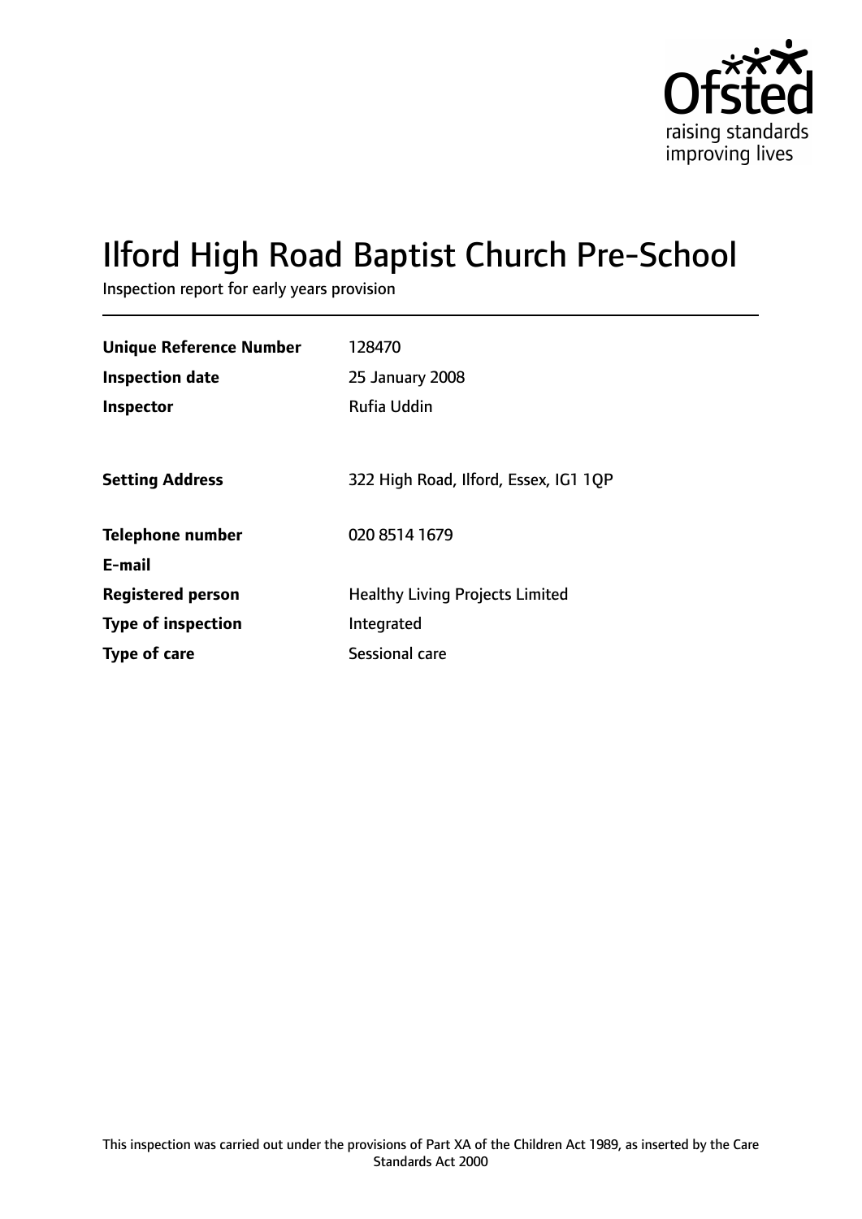Ofsted
raising standards
improving lives

# Ilford High Road Baptist Church Pre-School

Inspection report for early years provision

| | |
|---|---|
| **Unique Reference Number** | 128470 |
| **Inspection date** | 25 January 2008 |
| **Inspector** | Rufia Uddin |
| **Setting Address** | 322 High Road, Ilford, Essex, IG1 1QP |
| **Telephone number** | 020 8514 1679 |
| **E-mail** | |
| **Registered person** | Healthy Living Projects Limited |
| **Type of inspection** | Integrated |
| **Type of care** | Sessional care |

This inspection was carried out under the provisions of Part XA of the Children Act 1989, as inserted by the Care Standards Act 2000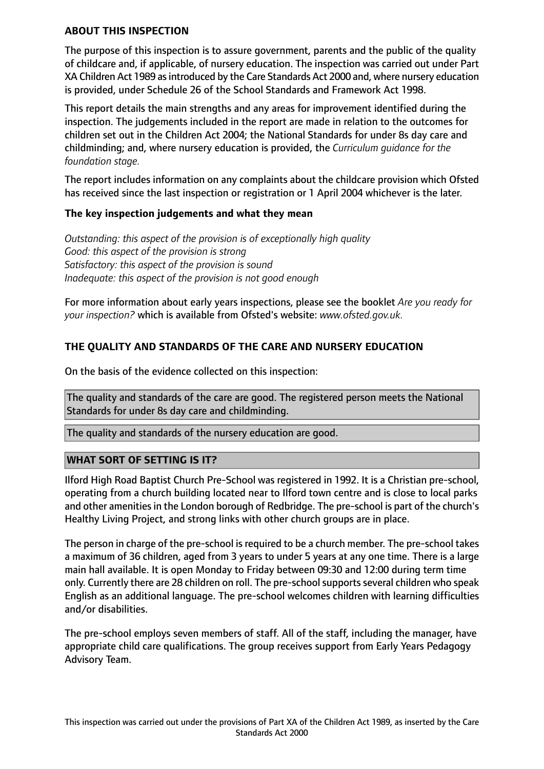## ABOUT THIS INSPECTION

The purpose of this inspection is to assure government, parents and the public of the quality of childcare and, if applicable, of nursery education. The inspection was carried out under Part XA Children Act 1989 as introduced by the Care Standards Act 2000 and, where nursery education is provided, under Schedule 26 of the School Standards and Framework Act 1998.

This report details the main strengths and any areas for improvement identified during the inspection. The judgements included in the report are made in relation to the outcomes for children set out in the Children Act 2004; the National Standards for under 8s day care and childminding; and, where nursery education is provided, the *Curriculum guidance for the foundation stage.*

The report includes information on any complaints about the childcare provision which Ofsted has received since the last inspection or registration or 1 April 2004 whichever is the later.

### The key inspection judgements and what they mean

*Outstanding: this aspect of the provision is of exceptionally high quality*
*Good: this aspect of the provision is strong*
*Satisfactory: this aspect of the provision is sound*
*Inadequate: this aspect of the provision is not good enough*

For more information about early years inspections, please see the booklet *Are you ready for your inspection?* which is available from Ofsted's website: *www.ofsted.gov.uk.*

## THE QUALITY AND STANDARDS OF THE CARE AND NURSERY EDUCATION

On the basis of the evidence collected on this inspection:

The quality and standards of the care are good. The registered person meets the National Standards for under 8s day care and childminding.

The quality and standards of the nursery education are good.

## WHAT SORT OF SETTING IS IT?

Ilford High Road Baptist Church Pre-School was registered in 1992. It is a Christian pre-school, operating from a church building located near to Ilford town centre and is close to local parks and other amenities in the London borough of Redbridge. The pre-school is part of the church's Healthy Living Project, and strong links with other church groups are in place.

The person in charge of the pre-school is required to be a church member. The pre-school takes a maximum of 36 children, aged from 3 years to under 5 years at any one time. There is a large main hall available. It is open Monday to Friday between 09:30 and 12:00 during term time only. Currently there are 28 children on roll. The pre-school supports several children who speak English as an additional language. The pre-school welcomes children with learning difficulties and/or disabilities.

The pre-school employs seven members of staff. All of the staff, including the manager, have appropriate child care qualifications. The group receives support from Early Years Pedagogy Advisory Team.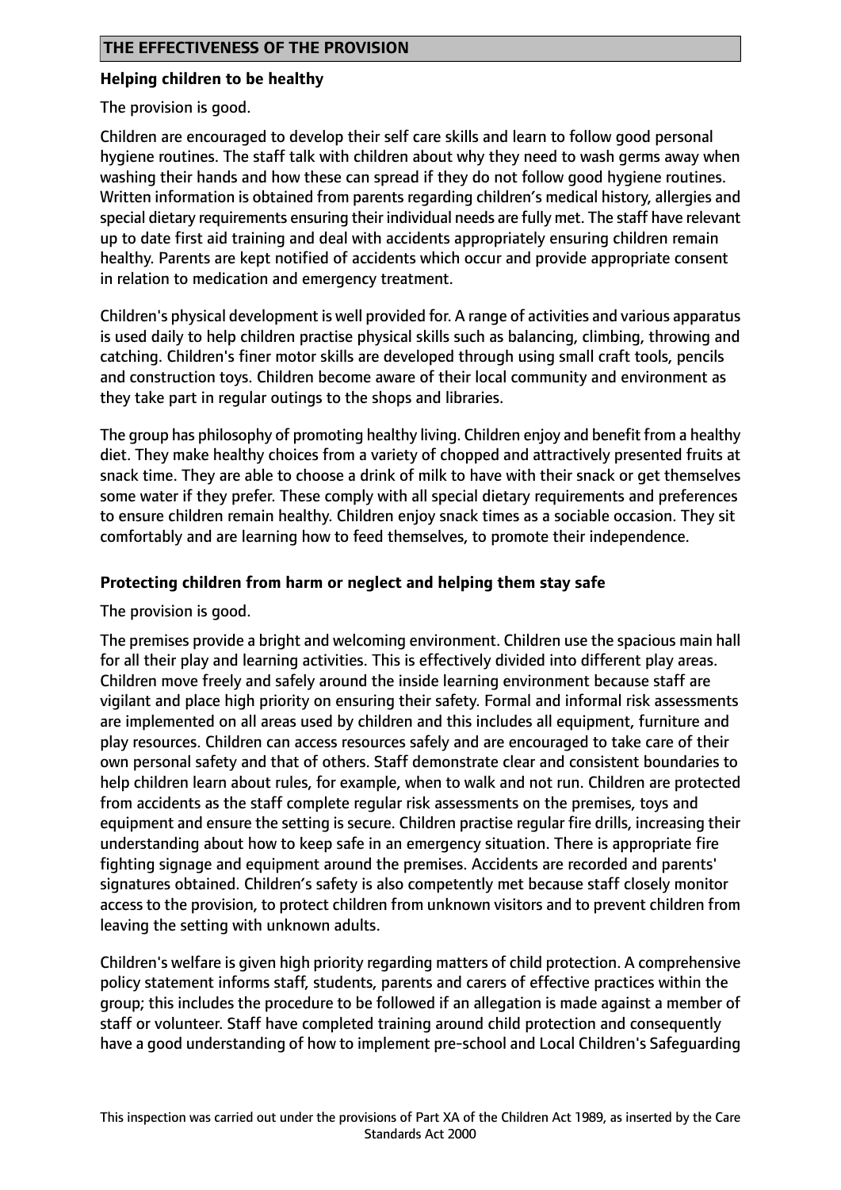## THE EFFECTIVENESS OF THE PROVISION

### Helping children to be healthy

The provision is good.

Children are encouraged to develop their self care skills and learn to follow good personal hygiene routines. The staff talk with children about why they need to wash germs away when washing their hands and how these can spread if they do not follow good hygiene routines. Written information is obtained from parents regarding children's medical history, allergies and special dietary requirements ensuring their individual needs are fully met. The staff have relevant up to date first aid training and deal with accidents appropriately ensuring children remain healthy. Parents are kept notified of accidents which occur and provide appropriate consent in relation to medication and emergency treatment.

Children's physical development is well provided for. A range of activities and various apparatus is used daily to help children practise physical skills such as balancing, climbing, throwing and catching. Children's finer motor skills are developed through using small craft tools, pencils and construction toys. Children become aware of their local community and environment as they take part in regular outings to the shops and libraries.

The group has philosophy of promoting healthy living. Children enjoy and benefit from a healthy diet. They make healthy choices from a variety of chopped and attractively presented fruits at snack time. They are able to choose a drink of milk to have with their snack or get themselves some water if they prefer. These comply with all special dietary requirements and preferences to ensure children remain healthy. Children enjoy snack times as a sociable occasion. They sit comfortably and are learning how to feed themselves, to promote their independence.

### Protecting children from harm or neglect and helping them stay safe

The provision is good.

The premises provide a bright and welcoming environment. Children use the spacious main hall for all their play and learning activities. This is effectively divided into different play areas. Children move freely and safely around the inside learning environment because staff are vigilant and place high priority on ensuring their safety. Formal and informal risk assessments are implemented on all areas used by children and this includes all equipment, furniture and play resources. Children can access resources safely and are encouraged to take care of their own personal safety and that of others. Staff demonstrate clear and consistent boundaries to help children learn about rules, for example, when to walk and not run. Children are protected from accidents as the staff complete regular risk assessments on the premises, toys and equipment and ensure the setting is secure. Children practise regular fire drills, increasing their understanding about how to keep safe in an emergency situation. There is appropriate fire fighting signage and equipment around the premises. Accidents are recorded and parents' signatures obtained. Children's safety is also competently met because staff closely monitor access to the provision, to protect children from unknown visitors and to prevent children from leaving the setting with unknown adults.

Children's welfare is given high priority regarding matters of child protection. A comprehensive policy statement informs staff, students, parents and carers of effective practices within the group; this includes the procedure to be followed if an allegation is made against a member of staff or volunteer. Staff have completed training around child protection and consequently have a good understanding of how to implement pre-school and Local Children's Safeguarding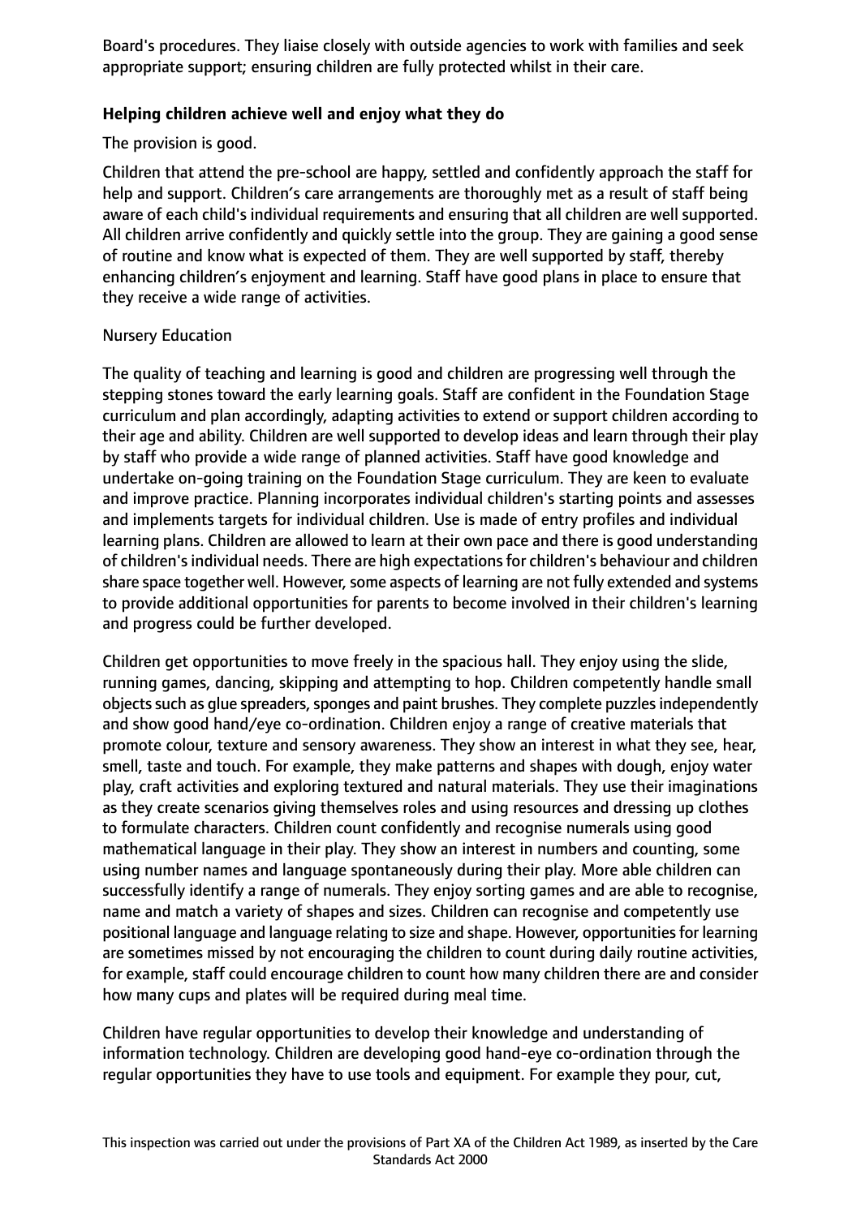Board's procedures. They liaise closely with outside agencies to work with families and seek appropriate support; ensuring children are fully protected whilst in their care.

**Helping children achieve well and enjoy what they do**

The provision is good.

Children that attend the pre-school are happy, settled and confidently approach the staff for help and support. Children's care arrangements are thoroughly met as a result of staff being aware of each child's individual requirements and ensuring that all children are well supported. All children arrive confidently and quickly settle into the group. They are gaining a good sense of routine and know what is expected of them. They are well supported by staff, thereby enhancing children's enjoyment and learning. Staff have good plans in place to ensure that they receive a wide range of activities.

Nursery Education

The quality of teaching and learning is good and children are progressing well through the stepping stones toward the early learning goals. Staff are confident in the Foundation Stage curriculum and plan accordingly, adapting activities to extend or support children according to their age and ability. Children are well supported to develop ideas and learn through their play by staff who provide a wide range of planned activities. Staff have good knowledge and undertake on-going training on the Foundation Stage curriculum. They are keen to evaluate and improve practice. Planning incorporates individual children's starting points and assesses and implements targets for individual children. Use is made of entry profiles and individual learning plans. Children are allowed to learn at their own pace and there is good understanding of children's individual needs. There are high expectations for children's behaviour and children share space together well. However, some aspects of learning are not fully extended and systems to provide additional opportunities for parents to become involved in their children's learning and progress could be further developed.

Children get opportunities to move freely in the spacious hall. They enjoy using the slide, running games, dancing, skipping and attempting to hop. Children competently handle small objects such as glue spreaders, sponges and paint brushes. They complete puzzles independently and show good hand/eye co-ordination. Children enjoy a range of creative materials that promote colour, texture and sensory awareness. They show an interest in what they see, hear, smell, taste and touch. For example, they make patterns and shapes with dough, enjoy water play, craft activities and exploring textured and natural materials. They use their imaginations as they create scenarios giving themselves roles and using resources and dressing up clothes to formulate characters. Children count confidently and recognise numerals using good mathematical language in their play. They show an interest in numbers and counting, some using number names and language spontaneously during their play. More able children can successfully identify a range of numerals. They enjoy sorting games and are able to recognise, name and match a variety of shapes and sizes. Children can recognise and competently use positional language and language relating to size and shape. However, opportunities for learning are sometimes missed by not encouraging the children to count during daily routine activities, for example, staff could encourage children to count how many children there are and consider how many cups and plates will be required during meal time.

Children have regular opportunities to develop their knowledge and understanding of information technology. Children are developing good hand-eye co-ordination through the regular opportunities they have to use tools and equipment. For example they pour, cut,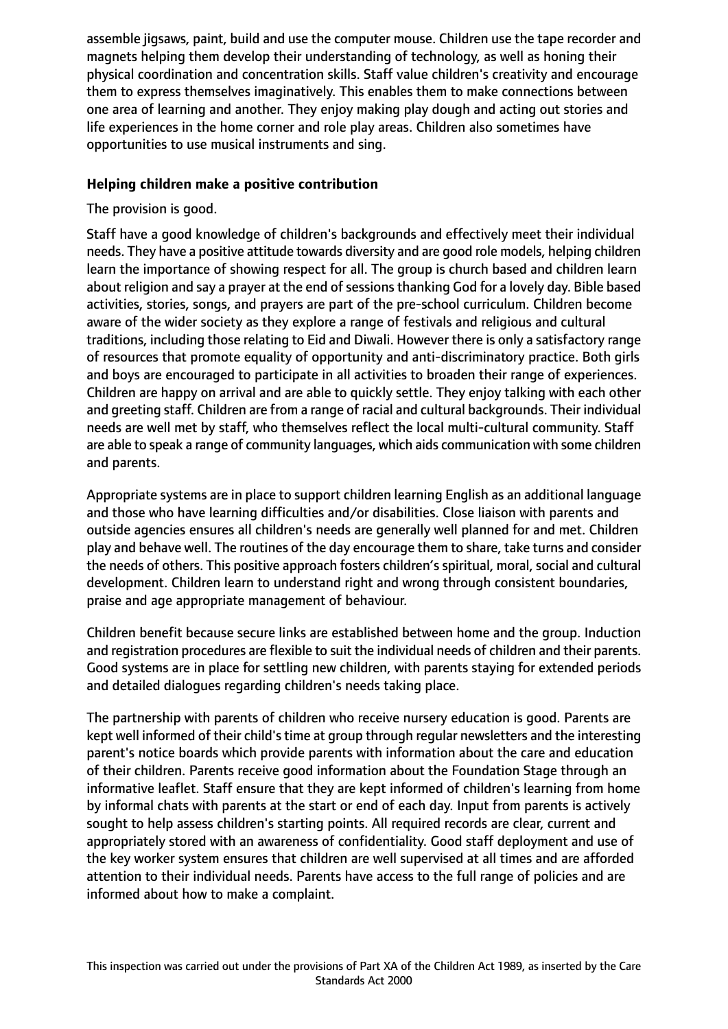assemble jigsaws, paint, build and use the computer mouse. Children use the tape recorder and magnets helping them develop their understanding of technology, as well as honing their physical coordination and concentration skills. Staff value children's creativity and encourage them to express themselves imaginatively. This enables them to make connections between one area of learning and another. They enjoy making play dough and acting out stories and life experiences in the home corner and role play areas. Children also sometimes have opportunities to use musical instruments and sing.

**Helping children make a positive contribution**

The provision is good.

Staff have a good knowledge of children's backgrounds and effectively meet their individual needs. They have a positive attitude towards diversity and are good role models, helping children learn the importance of showing respect for all. The group is church based and children learn about religion and say a prayer at the end of sessions thanking God for a lovely day. Bible based activities, stories, songs, and prayers are part of the pre-school curriculum. Children become aware of the wider society as they explore a range of festivals and religious and cultural traditions, including those relating to Eid and Diwali. However there is only a satisfactory range of resources that promote equality of opportunity and anti-discriminatory practice. Both girls and boys are encouraged to participate in all activities to broaden their range of experiences. Children are happy on arrival and are able to quickly settle. They enjoy talking with each other and greeting staff. Children are from a range of racial and cultural backgrounds. Their individual needs are well met by staff, who themselves reflect the local multi-cultural community. Staff are able to speak a range of community languages, which aids communication with some children and parents.

Appropriate systems are in place to support children learning English as an additional language and those who have learning difficulties and/or disabilities. Close liaison with parents and outside agencies ensures all children's needs are generally well planned for and met. Children play and behave well. The routines of the day encourage them to share, take turns and consider the needs of others. This positive approach fosters children's spiritual, moral, social and cultural development. Children learn to understand right and wrong through consistent boundaries, praise and age appropriate management of behaviour.

Children benefit because secure links are established between home and the group. Induction and registration procedures are flexible to suit the individual needs of children and their parents. Good systems are in place for settling new children, with parents staying for extended periods and detailed dialogues regarding children's needs taking place.

The partnership with parents of children who receive nursery education is good. Parents are kept well informed of their child's time at group through regular newsletters and the interesting parent's notice boards which provide parents with information about the care and education of their children. Parents receive good information about the Foundation Stage through an informative leaflet. Staff ensure that they are kept informed of children's learning from home by informal chats with parents at the start or end of each day. Input from parents is actively sought to help assess children's starting points. All required records are clear, current and appropriately stored with an awareness of confidentiality. Good staff deployment and use of the key worker system ensures that children are well supervised at all times and are afforded attention to their individual needs. Parents have access to the full range of policies and are informed about how to make a complaint.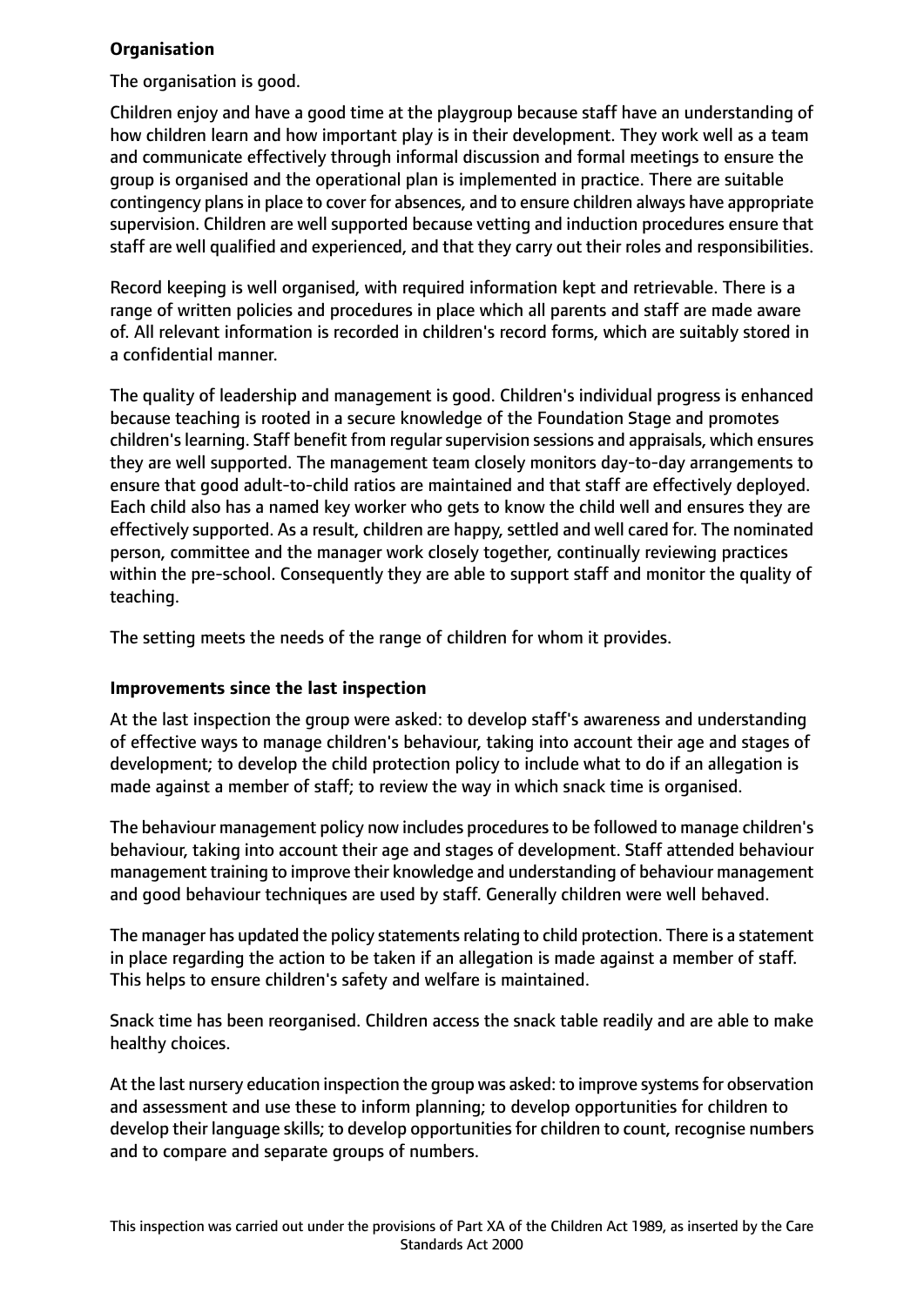**Organisation**

The organisation is good.

Children enjoy and have a good time at the playgroup because staff have an understanding of how children learn and how important play is in their development. They work well as a team and communicate effectively through informal discussion and formal meetings to ensure the group is organised and the operational plan is implemented in practice. There are suitable contingency plans in place to cover for absences, and to ensure children always have appropriate supervision. Children are well supported because vetting and induction procedures ensure that staff are well qualified and experienced, and that they carry out their roles and responsibilities.

Record keeping is well organised, with required information kept and retrievable. There is a range of written policies and procedures in place which all parents and staff are made aware of. All relevant information is recorded in children's record forms, which are suitably stored in a confidential manner.

The quality of leadership and management is good. Children's individual progress is enhanced because teaching is rooted in a secure knowledge of the Foundation Stage and promotes children's learning. Staff benefit from regular supervision sessions and appraisals, which ensures they are well supported. The management team closely monitors day-to-day arrangements to ensure that good adult-to-child ratios are maintained and that staff are effectively deployed. Each child also has a named key worker who gets to know the child well and ensures they are effectively supported. As a result, children are happy, settled and well cared for. The nominated person, committee and the manager work closely together, continually reviewing practices within the pre-school. Consequently they are able to support staff and monitor the quality of teaching.

The setting meets the needs of the range of children for whom it provides.

**Improvements since the last inspection**

At the last inspection the group were asked: to develop staff's awareness and understanding of effective ways to manage children's behaviour, taking into account their age and stages of development; to develop the child protection policy to include what to do if an allegation is made against a member of staff; to review the way in which snack time is organised.

The behaviour management policy now includes procedures to be followed to manage children's behaviour, taking into account their age and stages of development. Staff attended behaviour management training to improve their knowledge and understanding of behaviour management and good behaviour techniques are used by staff. Generally children were well behaved.

The manager has updated the policy statements relating to child protection. There is a statement in place regarding the action to be taken if an allegation is made against a member of staff. This helps to ensure children's safety and welfare is maintained.

Snack time has been reorganised. Children access the snack table readily and are able to make healthy choices.

At the last nursery education inspection the group was asked: to improve systems for observation and assessment and use these to inform planning; to develop opportunities for children to develop their language skills; to develop opportunities for children to count, recognise numbers and to compare and separate groups of numbers.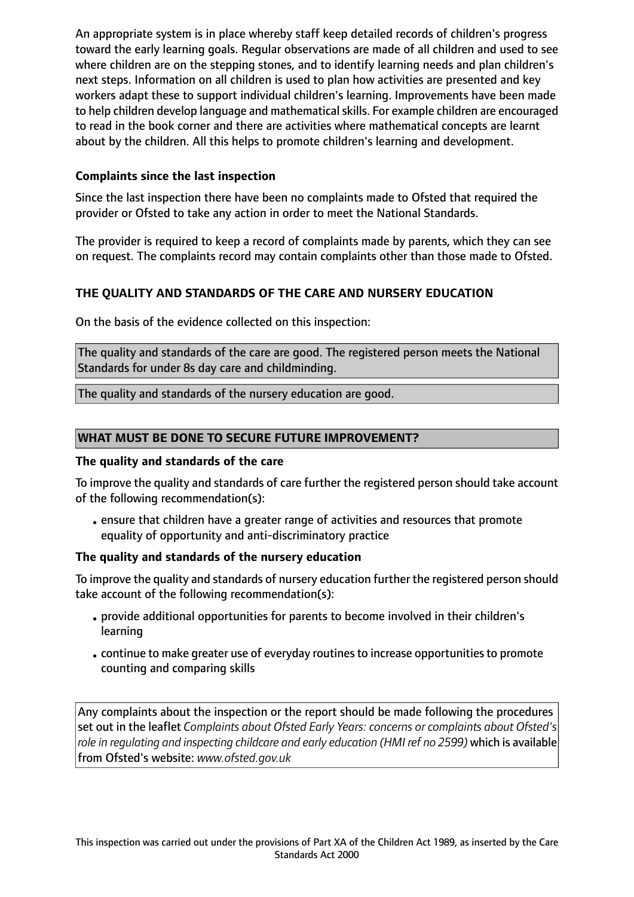An appropriate system is in place whereby staff keep detailed records of children's progress toward the early learning goals. Regular observations are made of all children and used to see where children are on the stepping stones, and to identify learning needs and plan children's next steps. Information on all children is used to plan how activities are presented and key workers adapt these to support individual children's learning. Improvements have been made to help children develop language and mathematical skills. For example children are encouraged to read in the book corner and there are activities where mathematical concepts are learnt about by the children. All this helps to promote children's learning and development.

**Complaints since the last inspection**

Since the last inspection there have been no complaints made to Ofsted that required the provider or Ofsted to take any action in order to meet the National Standards.

The provider is required to keep a record of complaints made by parents, which they can see on request. The complaints record may contain complaints other than those made to Ofsted.

## THE QUALITY AND STANDARDS OF THE CARE AND NURSERY EDUCATION

On the basis of the evidence collected on this inspection:

The quality and standards of the care are good. The registered person meets the National Standards for under 8s day care and childminding.

The quality and standards of the nursery education are good.

## WHAT MUST BE DONE TO SECURE FUTURE IMPROVEMENT?

**The quality and standards of the care**

To improve the quality and standards of care further the registered person should take account of the following recommendation(s):

- ensure that children have a greater range of activities and resources that promote equality of opportunity and anti-discriminatory practice

**The quality and standards of the nursery education**

To improve the quality and standards of nursery education further the registered person should take account of the following recommendation(s):

- provide additional opportunities for parents to become involved in their children's learning
- continue to make greater use of everyday routines to increase opportunities to promote counting and comparing skills

Any complaints about the inspection or the report should be made following the procedures set out in the leaflet *Complaints about Ofsted Early Years: concerns or complaints about Ofsted's role in regulating and inspecting childcare and early education (HMI ref no 2599)* which is available from Ofsted's website: *www.ofsted.gov.uk*

This inspection was carried out under the provisions of Part XA of the Children Act 1989, as inserted by the Care Standards Act 2000